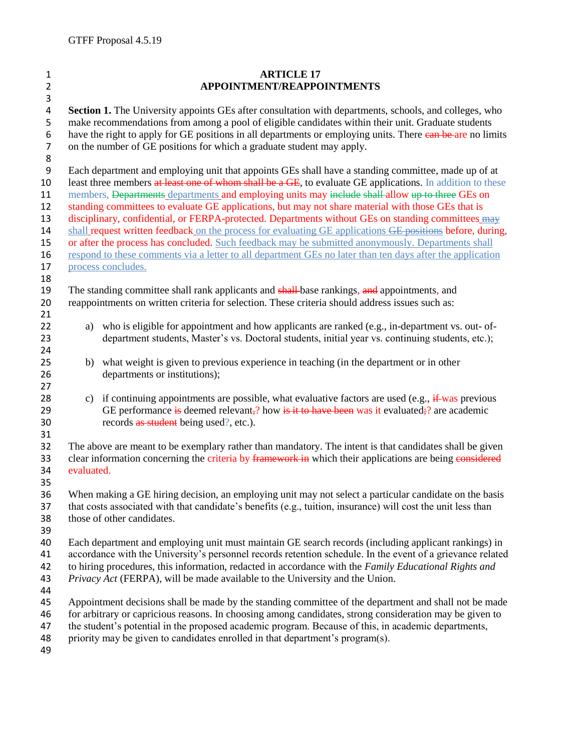# ARTICLE 17
## APPOINTMENT/REAPPOINTMENTS

**Section 1.** The University appoints GEs after consultation with departments, schools, and colleges, who make recommendations from among a pool of eligible candidates within their unit. Graduate students have the right to apply for GE positions in all departments or employing units. There ~~can be~~ are no limits on the number of GE positions for which a graduate student may apply.

Each department and employing unit that appoints GEs shall have a standing committee, made up of at least three members ~~at least one of whom shall be a GE~~, to evaluate GE applications. In addition to these members, ~~Departments~~ departments and employing units may ~~include~~ ~~shall~~ allow ~~up to three~~ GEs on standing committees to evaluate GE applications, but may not share material with those GEs that is disciplinary, confidential, or FERPA-protected. Departments without GEs on standing committees ~~may~~ shall request written feedback on the process for evaluating GE applications ~~GE positions~~ before, during, or after the process has concluded. Such feedback may be submitted anonymously. Departments shall respond to these comments via a letter to all department GEs no later than ten days after the application process concludes.

The standing committee shall rank applicants and ~~shall~~ base rankings, ~~and~~ appointments, and reappointments on written criteria for selection. These criteria should address issues such as:

a) who is eligible for appointment and how applicants are ranked (e.g., in-department vs. out- of-department students, Master's vs. Doctoral students, initial year vs. continuing students, etc.);

b) what weight is given to previous experience in teaching (in the department or in other departments or institutions);

c) if continuing appointments are possible, what evaluative factors are used (e.g., ~~if~~ was previous GE performance ~~is~~ deemed relevant~~,~~? how ~~is it to have been~~ was it evaluated~~;~~? are academic records ~~as student~~ being used?, etc.).

The above are meant to be exemplary rather than mandatory. The intent is that candidates shall be given clear information concerning the criteria by ~~framework in~~ which their applications are being ~~considered~~ evaluated.

When making a GE hiring decision, an employing unit may not select a particular candidate on the basis that costs associated with that candidate's benefits (e.g., tuition, insurance) will cost the unit less than those of other candidates.

Each department and employing unit must maintain GE search records (including applicant rankings) in accordance with the University's personnel records retention schedule. In the event of a grievance related to hiring procedures, this information, redacted in accordance with the *Family Educational Rights and Privacy Act* (FERPA), will be made available to the University and the Union.

Appointment decisions shall be made by the standing committee of the department and shall not be made for arbitrary or capricious reasons. In choosing among candidates, strong consideration may be given to the student's potential in the proposed academic program. Because of this, in academic departments, priority may be given to candidates enrolled in that department's program(s).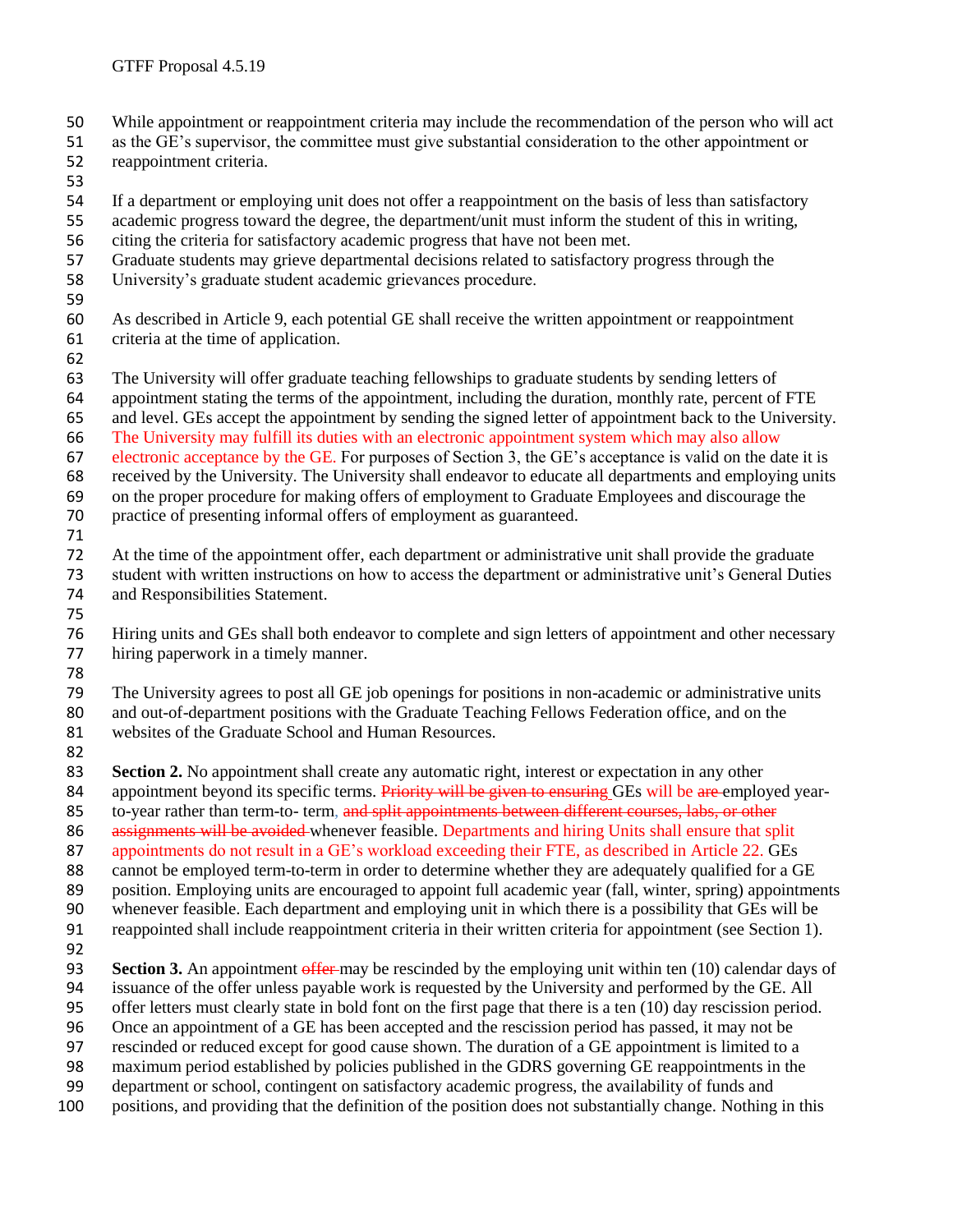While appointment or reappointment criteria may include the recommendation of the person who will act as the GE's supervisor, the committee must give substantial consideration to the other appointment or reappointment criteria.

If a department or employing unit does not offer a reappointment on the basis of less than satisfactory academic progress toward the degree, the department/unit must inform the student of this in writing, citing the criteria for satisfactory academic progress that have not been met.
Graduate students may grieve departmental decisions related to satisfactory progress through the University's graduate student academic grievances procedure.

As described in Article 9, each potential GE shall receive the written appointment or reappointment criteria at the time of application.

The University will offer graduate teaching fellowships to graduate students by sending letters of appointment stating the terms of the appointment, including the duration, monthly rate, percent of FTE and level. GEs accept the appointment by sending the signed letter of appointment back to the University. The University may fulfill its duties with an electronic appointment system which may also allow electronic acceptance by the GE. For purposes of Section 3, the GE's acceptance is valid on the date it is received by the University. The University shall endeavor to educate all departments and employing units on the proper procedure for making offers of employment to Graduate Employees and discourage the practice of presenting informal offers of employment as guaranteed.

At the time of the appointment offer, each department or administrative unit shall provide the graduate student with written instructions on how to access the department or administrative unit's General Duties and Responsibilities Statement.

Hiring units and GEs shall both endeavor to complete and sign letters of appointment and other necessary hiring paperwork in a timely manner.

The University agrees to post all GE job openings for positions in non-academic or administrative units and out-of-department positions with the Graduate Teaching Fellows Federation office, and on the websites of the Graduate School and Human Resources.

**Section 2.** No appointment shall create any automatic right, interest or expectation in any other appointment beyond its specific terms. ~~Priority will be given to ensuring~~ GEs will be ~~are~~ employed year-to-year rather than term-to- term, ~~and split appointments between different courses, labs, or other assignments will be avoided~~ whenever feasible. Departments and hiring Units shall ensure that split appointments do not result in a GE's workload exceeding their FTE, as described in Article 22. GEs cannot be employed term-to-term in order to determine whether they are adequately qualified for a GE position. Employing units are encouraged to appoint full academic year (fall, winter, spring) appointments whenever feasible. Each department and employing unit in which there is a possibility that GEs will be reappointed shall include reappointment criteria in their written criteria for appointment (see Section 1).

**Section 3.** An appointment ~~offer~~ may be rescinded by the employing unit within ten (10) calendar days of issuance of the offer unless payable work is requested by the University and performed by the GE. All offer letters must clearly state in bold font on the first page that there is a ten (10) day rescission period. Once an appointment of a GE has been accepted and the rescission period has passed, it may not be rescinded or reduced except for good cause shown. The duration of a GE appointment is limited to a maximum period established by policies published in the GDRS governing GE reappointments in the department or school, contingent on satisfactory academic progress, the availability of funds and positions, and providing that the definition of the position does not substantially change. Nothing in this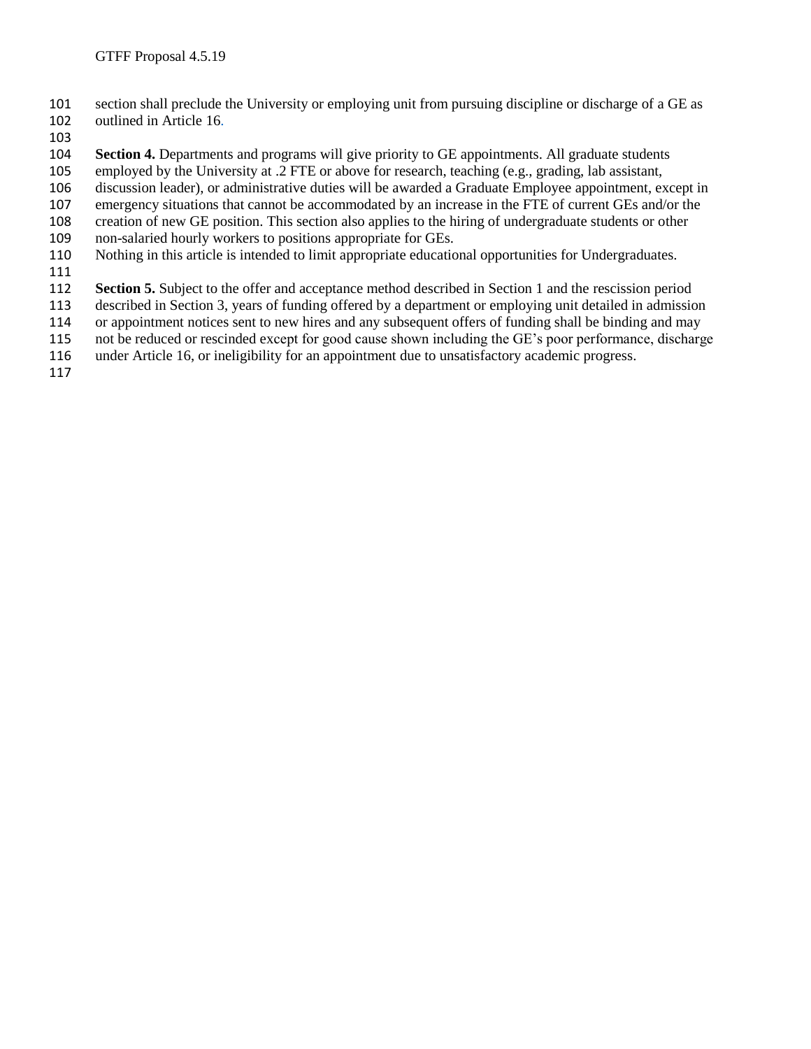section shall preclude the University or employing unit from pursuing discipline or discharge of a GE as outlined in Article 16.

**Section 4.** Departments and programs will give priority to GE appointments. All graduate students employed by the University at .2 FTE or above for research, teaching (e.g., grading, lab assistant, discussion leader), or administrative duties will be awarded a Graduate Employee appointment, except in emergency situations that cannot be accommodated by an increase in the FTE of current GEs and/or the creation of new GE position. This section also applies to the hiring of undergraduate students or other non-salaried hourly workers to positions appropriate for GEs.
Nothing in this article is intended to limit appropriate educational opportunities for Undergraduates.

**Section 5.** Subject to the offer and acceptance method described in Section 1 and the rescission period described in Section 3, years of funding offered by a department or employing unit detailed in admission or appointment notices sent to new hires and any subsequent offers of funding shall be binding and may not be reduced or rescinded except for good cause shown including the GE's poor performance, discharge under Article 16, or ineligibility for an appointment due to unsatisfactory academic progress.